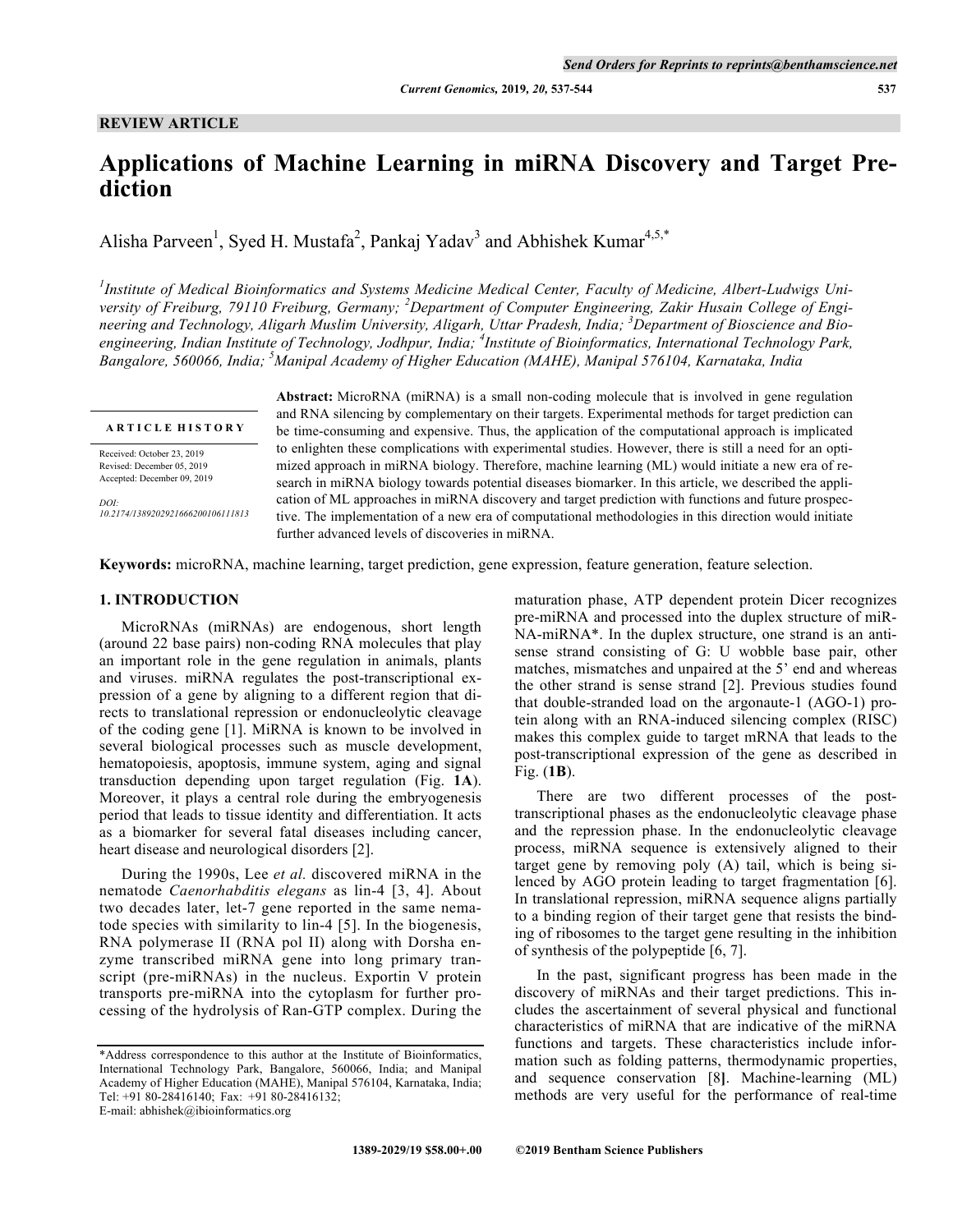REVIEW ARTICLE

# Applications of Machine Learning in miRNA Discovery and Target Prediction

Alisha Parveen[1], Syed H. Mustafa[2], Pankaj Yadav[3] and Abhishek Kumar[4,5,*]

[1]*Institute of Medical Bioinformatics and Systems Medicine Medical Center, Faculty of Medicine, Albert-Ludwigs University of Freiburg, 79110 Freiburg, Germany;* [2]*Department of Computer Engineering, Zakir Husain College of Engineering and Technology, Aligarh Muslim University, Aligarh, Uttar Pradesh, India;* [3]*Department of Bioscience and Bioengineering, Indian Institute of Technology, Jodhpur, India;* [4]*Institute of Bioinformatics, International Technology Park, Bangalore, 560066, India;* [5]*Manipal Academy of Higher Education (MAHE), Manipal 576104, Karnataka, India*

**ARTICLE HISTORY**

Received: October 23, 2019
Revised: December 05, 2019
Accepted: December 09, 2019

*DOI:*
*10.2174/1389202921666200106111813*

**Abstract:** MicroRNA (miRNA) is a small non-coding molecule that is involved in gene regulation and RNA silencing by complementary on their targets. Experimental methods for target prediction can be time-consuming and expensive. Thus, the application of the computational approach is implicated to enlighten these complications with experimental studies. However, there is still a need for an optimized approach in miRNA biology. Therefore, machine learning (ML) would initiate a new era of research in miRNA biology towards potential diseases biomarker. In this article, we described the application of ML approaches in miRNA discovery and target prediction with functions and future prospective. The implementation of a new era of computational methodologies in this direction would initiate further advanced levels of discoveries in miRNA.

**Keywords:** microRNA, machine learning, target prediction, gene expression, feature generation, feature selection.

## 1. INTRODUCTION

MicroRNAs (miRNAs) are endogenous, short length (around 22 base pairs) non-coding RNA molecules that play an important role in the gene regulation in animals, plants and viruses. miRNA regulates the post-transcriptional expression of a gene by aligning to a different region that directs to translational repression or endonucleolytic cleavage of the coding gene [1]. MiRNA is known to be involved in several biological processes such as muscle development, hematopoiesis, apoptosis, immune system, aging and signal transduction depending upon target regulation (Fig. **1A**). Moreover, it plays a central role during the embryogenesis period that leads to tissue identity and differentiation. It acts as a biomarker for several fatal diseases including cancer, heart disease and neurological disorders [2].

During the 1990s, Lee *et al.* discovered miRNA in the nematode *Caenorhabditis elegans* as lin-4 [3, 4]. About two decades later, let-7 gene reported in the same nematode species with similarity to lin-4 [5]. In the biogenesis, RNA polymerase II (RNA pol II) along with Dorsha enzyme transcribed miRNA gene into long primary transcript (pre-miRNAs) in the nucleus. Exportin V protein transports pre-miRNA into the cytoplasm for further processing of the hydrolysis of Ran-GTP complex. During the maturation phase, ATP dependent protein Dicer recognizes pre-miRNA and processed into the duplex structure of miRNA-miRNA*. In the duplex structure, one strand is an antisense strand consisting of G: U wobble base pair, other matches, mismatches and unpaired at the 5' end and whereas the other strand is sense strand [2]. Previous studies found that double-stranded load on the argonaute-1 (AGO-1) protein along with an RNA-induced silencing complex (RISC) makes this complex guide to target mRNA that leads to the post-transcriptional expression of the gene as described in Fig. (**1B**).

There are two different processes of the post-transcriptional phases as the endonucleolytic cleavage phase and the repression phase. In the endonucleolytic cleavage process, miRNA sequence is extensively aligned to their target gene by removing poly (A) tail, which is being silenced by AGO protein leading to target fragmentation [6]. In translational repression, miRNA sequence aligns partially to a binding region of their target gene that resists the binding of ribosomes to the target gene resulting in the inhibition of synthesis of the polypeptide [6, 7].

In the past, significant progress has been made in the discovery of miRNAs and their target predictions. This includes the ascertainment of several physical and functional characteristics of miRNA that are indicative of the miRNA functions and targets. These characteristics include information such as folding patterns, thermodynamic properties, and sequence conservation [8]. Machine-learning (ML) methods are very useful for the performance of real-time

*Address correspondence to this author at the Institute of Bioinformatics, International Technology Park, Bangalore, 560066, India; and Manipal Academy of Higher Education (MAHE), Manipal 576104, Karnataka, India; Tel: +91 80-28416140; Fax: +91 80-28416132;
E-mail: abhishek@ibioinformatics.org

1389-2029/19 $58.00+.00 ©2019 Bentham Science Publishers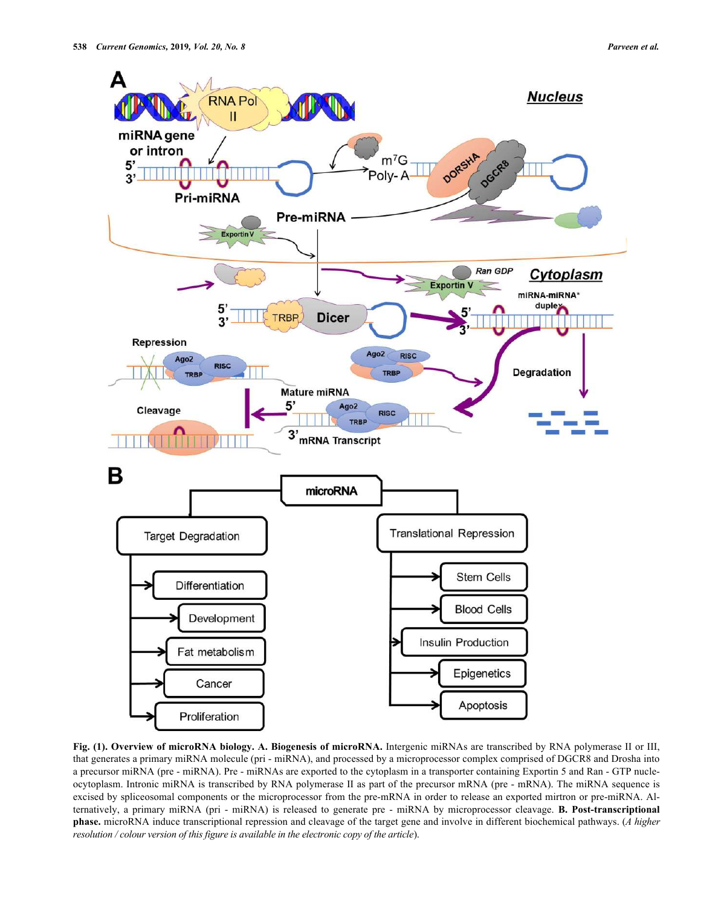Fig. (1). Overview of microRNA biology. A. Biogenesis of microRNA. Intergenic miRNAs are transcribed by RNA polymerase II or III, that generates a primary miRNA molecule (pri - miRNA), and processed by a microprocessor complex comprised of DGCR8 and Drosha into a precursor miRNA (pre - miRNA). Pre - miRNAs are exported to the cytoplasm in a transporter containing Exportin 5 and Ran - GTP nucleocytoplasm. Intronic miRNA is transcribed by RNA polymerase II as part of the precursor mRNA (pre - mRNA). The miRNA sequence is excised by spliceosomal components or the microprocessor from the pre-mRNA in order to release an exported mirtron or pre-miRNA. Alternatively, a primary miRNA (pri - miRNA) is released to generate pre - miRNA by microprocessor cleavage. **B. Post-transcriptional phase.** microRNA induce transcriptional repression and cleavage of the target gene and involve in different biochemical pathways. (*A higher resolution / colour version of this figure is available in the electronic copy of the article*).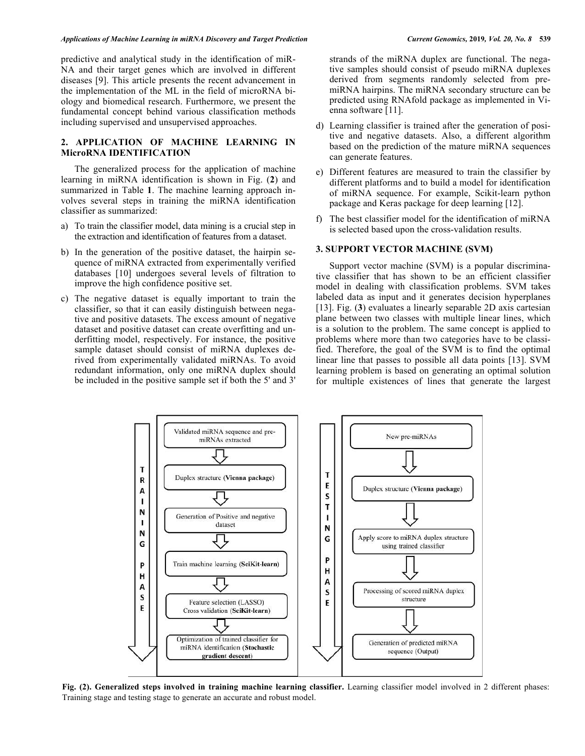predictive and analytical study in the identification of miRNA and their target genes which are involved in different diseases [9]. This article presents the recent advancement in the implementation of the ML in the field of microRNA biology and biomedical research. Furthermore, we present the fundamental concept behind various classification methods including supervised and unsupervised approaches.

## 2. APPLICATION OF MACHINE LEARNING IN MicroRNA IDENTIFICATION

The generalized process for the application of machine learning in miRNA identification is shown in Fig. (**2**) and summarized in Table **1**. The machine learning approach involves several steps in training the miRNA identification classifier as summarized:

a) To train the classifier model, data mining is a crucial step in the extraction and identification of features from a dataset.

b) In the generation of the positive dataset, the hairpin sequence of miRNA extracted from experimentally verified databases [10] undergoes several levels of filtration to improve the high confidence positive set.

c) The negative dataset is equally important to train the classifier, so that it can easily distinguish between negative and positive datasets. The excess amount of negative dataset and positive dataset can create overfitting and underfitting model, respectively. For instance, the positive sample dataset should consist of miRNA duplexes derived from experimentally validated miRNAs. To avoid redundant information, only one miRNA duplex should be included in the positive sample set if both the 5' and 3' strands of the miRNA duplex are functional. The negative samples should consist of pseudo miRNA duplexes derived from segments randomly selected from pre-miRNA hairpins. The miRNA secondary structure can be predicted using RNAfold package as implemented in Vienna software [11].

d) Learning classifier is trained after the generation of positive and negative datasets. Also, a different algorithm based on the prediction of the mature miRNA sequences can generate features.

e) Different features are measured to train the classifier by different platforms and to build a model for identification of miRNA sequence. For example, Scikit-learn python package and Keras package for deep learning [12].

f) The best classifier model for the identification of miRNA is selected based upon the cross-validation results.

## 3. SUPPORT VECTOR MACHINE (SVM)

Support vector machine (SVM) is a popular discriminative classifier that has shown to be an efficient classifier model in dealing with classification problems. SVM takes labeled data as input and it generates decision hyperplanes [13]. Fig. (**3**) evaluates a linearly separable 2D axis cartesian plane between two classes with multiple linear lines, which is a solution to the problem. The same concept is applied to problems where more than two categories have to be classified. Therefore, the goal of the SVM is to find the optimal linear line that passes to possible all data points [13]. SVM learning problem is based on generating an optimal solution for multiple existences of lines that generate the largest

TRAINING PHASE

Validated miRNA sequence and pre-miRNAs extracted → Duplex structure (**Vienna package**) → Generation of Positive and negative dataset → Train machine learning (**SciKit-learn**) → Feature selection (LASSO) Cross validation (**SciKit-learn**) → Optimization of trained classifier for miRNA identification (**Stochastic gradient descent**)

TESTING PHASE

New pre-miRNAs → Duplex structure (**Vienna package**) → Apply score to miRNA duplex structure using trained classifier → Processing of scored miRNA duplex structure → Generation of predicted miRNA sequence (Output)

**Fig. (2). Generalized steps involved in training machine learning classifier.** Learning classifier model involved in 2 different phases: Training stage and testing stage to generate an accurate and robust model.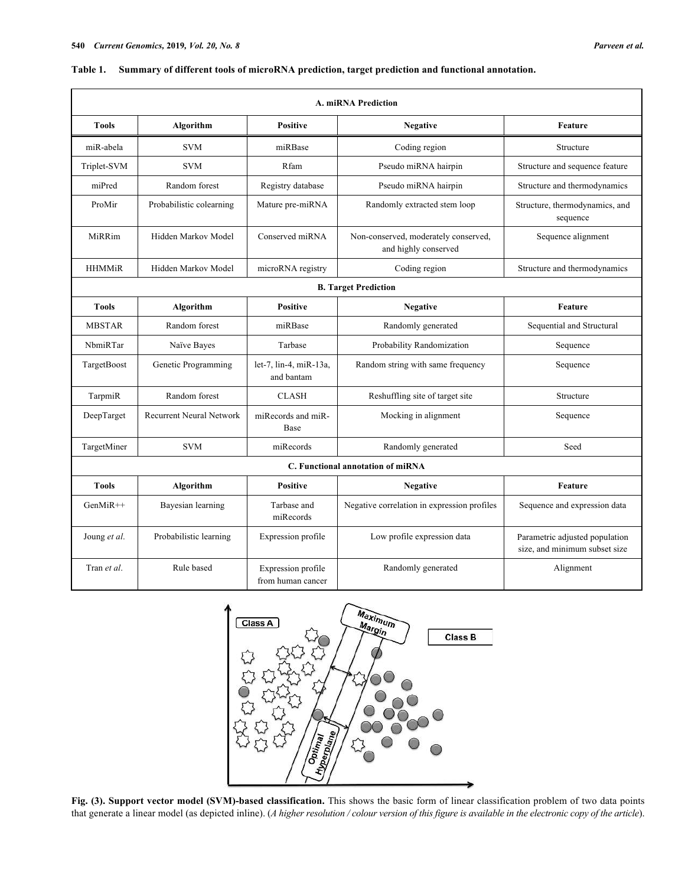**Table 1. Summary of different tools of microRNA prediction, target prediction and functional annotation.**

| A. miRNA Prediction | | | | |
|---|---|---|---|---|
| **Tools** | **Algorithm** | **Positive** | **Negative** | **Feature** |
| miR-abela | SVM | miRBase | Coding region | Structure |
| Triplet-SVM | SVM | Rfam | Pseudo miRNA hairpin | Structure and sequence feature |
| miPred | Random forest | Registry database | Pseudo miRNA hairpin | Structure and thermodynamics |
| ProMir | Probabilistic colearning | Mature pre-miRNA | Randomly extracted stem loop | Structure, thermodynamics, and sequence |
| MiRRim | Hidden Markov Model | Conserved miRNA | Non-conserved, moderately conserved, and highly conserved | Sequence alignment |
| HHMMiR | Hidden Markov Model | microRNA registry | Coding region | Structure and thermodynamics |
| **B. Target Prediction** | | | | |
| **Tools** | **Algorithm** | **Positive** | **Negative** | **Feature** |
| MBSTAR | Random forest | miRBase | Randomly generated | Sequential and Structural |
| NbmiRTar | Naïve Bayes | Tarbase | Probability Randomization | Sequence |
| TargetBoost | Genetic Programming | let-7, lin-4, miR-13a, and bantam | Random string with same frequency | Sequence |
| TarpmiR | Random forest | CLASH | Reshuffling site of target site | Structure |
| DeepTarget | Recurrent Neural Network | miRecords and miR-Base | Mocking in alignment | Sequence |
| TargetMiner | SVM | miRecords | Randomly generated | Seed |
| **C. Functional annotation of miRNA** | | | | |
| **Tools** | **Algorithm** | **Positive** | **Negative** | **Feature** |
| GenMiR++ | Bayesian learning | Tarbase and miRecords | Negative correlation in expression profiles | Sequence and expression data |
| Joung *et al*. | Probabilistic learning | Expression profile | Low profile expression data | Parametric adjusted population size, and minimum subset size |
| Tran *et al*. | Rule based | Expression profile from human cancer | Randomly generated | Alignment |

**Fig. (3). Support vector model (SVM)-based classification.** This shows the basic form of linear classification problem of two data points that generate a linear model (as depicted inline). (*A higher resolution / colour version of this figure is available in the electronic copy of the article*).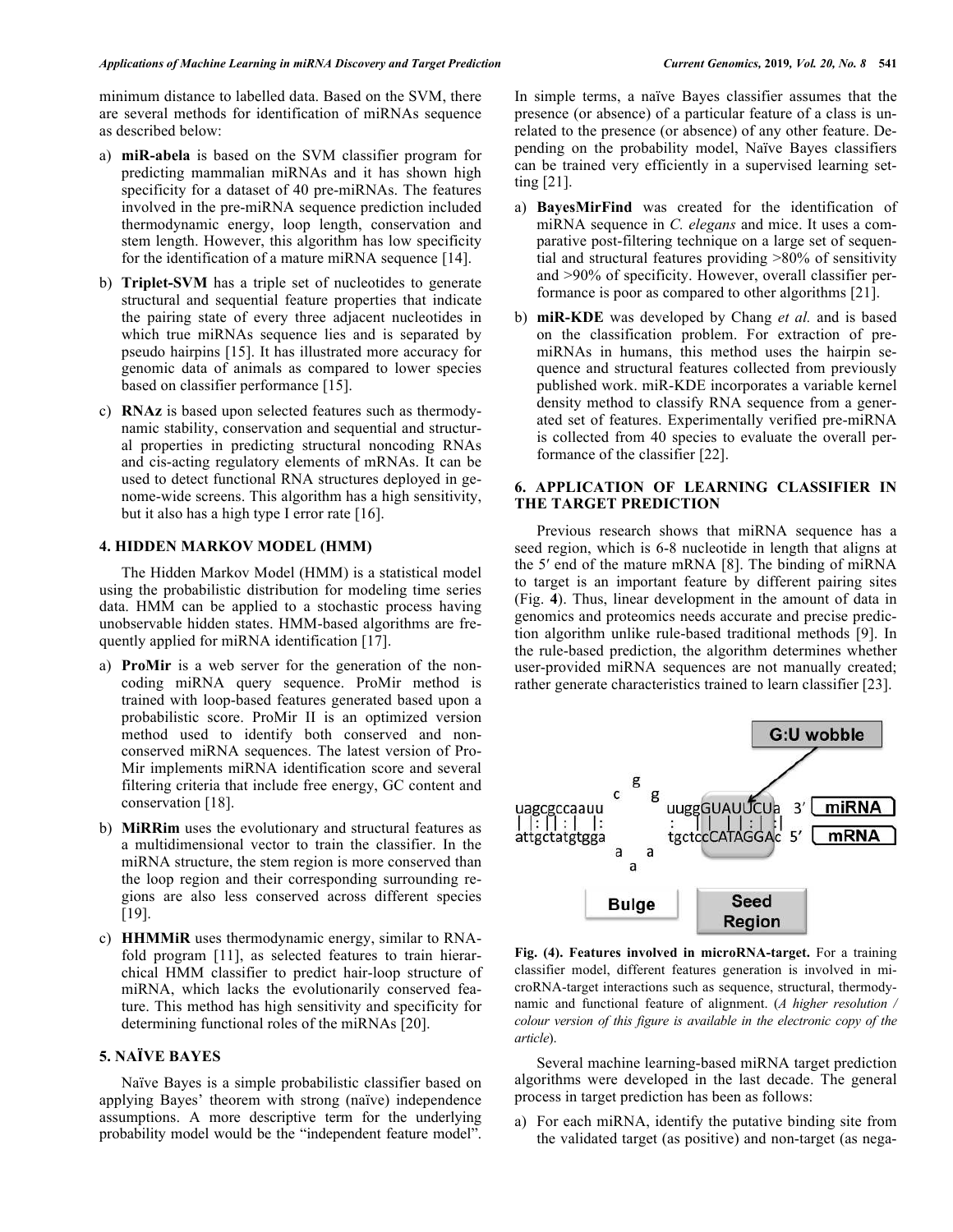minimum distance to labelled data. Based on the SVM, there are several methods for identification of miRNAs sequence as described below:

a) **miR-abela** is based on the SVM classifier program for predicting mammalian miRNAs and it has shown high specificity for a dataset of 40 pre-miRNAs. The features involved in the pre-miRNA sequence prediction included thermodynamic energy, loop length, conservation and stem length. However, this algorithm has low specificity for the identification of a mature miRNA sequence [14].

b) **Triplet-SVM** has a triple set of nucleotides to generate structural and sequential feature properties that indicate the pairing state of every three adjacent nucleotides in which true miRNAs sequence lies and is separated by pseudo hairpins [15]. It has illustrated more accuracy for genomic data of animals as compared to lower species based on classifier performance [15].

c) **RNAz** is based upon selected features such as thermodynamic stability, conservation and sequential and structural properties in predicting structural noncoding RNAs and cis-acting regulatory elements of mRNAs. It can be used to detect functional RNA structures deployed in genome-wide screens. This algorithm has a high sensitivity, but it also has a high type I error rate [16].

## 4. HIDDEN MARKOV MODEL (HMM)

The Hidden Markov Model (HMM) is a statistical model using the probabilistic distribution for modeling time series data. HMM can be applied to a stochastic process having unobservable hidden states. HMM-based algorithms are frequently applied for miRNA identification [17].

a) **ProMir** is a web server for the generation of the non-coding miRNA query sequence. ProMir method is trained with loop-based features generated based upon a probabilistic score. ProMir II is an optimized version method used to identify both conserved and non-conserved miRNA sequences. The latest version of ProMir implements miRNA identification score and several filtering criteria that include free energy, GC content and conservation [18].

b) **MiRRim** uses the evolutionary and structural features as a multidimensional vector to train the classifier. In the miRNA structure, the stem region is more conserved than the loop region and their corresponding surrounding regions are also less conserved across different species [19].

c) **HHMMiR** uses thermodynamic energy, similar to RNAfold program [11], as selected features to train hierarchical HMM classifier to predict hair-loop structure of miRNA, which lacks the evolutionarily conserved feature. This method has high sensitivity and specificity for determining functional roles of the miRNAs [20].

## 5. NAÏVE BAYES

Naïve Bayes is a simple probabilistic classifier based on applying Bayes' theorem with strong (naïve) independence assumptions. A more descriptive term for the underlying probability model would be the "independent feature model". In simple terms, a naïve Bayes classifier assumes that the presence (or absence) of a particular feature of a class is unrelated to the presence (or absence) of any other feature. Depending on the probability model, Naïve Bayes classifiers can be trained very efficiently in a supervised learning setting [21].

a) **BayesMirFind** was created for the identification of miRNA sequence in *C. elegans* and mice. It uses a comparative post-filtering technique on a large set of sequential and structural features providing >80% of sensitivity and >90% of specificity. However, overall classifier performance is poor as compared to other algorithms [21].

b) **miR-KDE** was developed by Chang *et al.* and is based on the classification problem. For extraction of pre-miRNAs in humans, this method uses the hairpin sequence and structural features collected from previously published work. miR-KDE incorporates a variable kernel density method to classify RNA sequence from a generated set of features. Experimentally verified pre-miRNA is collected from 40 species to evaluate the overall performance of the classifier [22].

## 6. APPLICATION OF LEARNING CLASSIFIER IN THE TARGET PREDICTION

Previous research shows that miRNA sequence has a seed region, which is 6-8 nucleotide in length that aligns at the 5′ end of the mature mRNA [8]. The binding of miRNA to target is an important feature by different pairing sites (Fig. 4). Thus, linear development in the amount of data in genomics and proteomics needs accurate and precise prediction algorithm unlike rule-based traditional methods [9]. In the rule-based prediction, the algorithm determines whether user-provided miRNA sequences are not manually created; rather generate characteristics trained to learn classifier [23].

**Fig. (4). Features involved in microRNA-target.** For a training classifier model, different features generation is involved in microRNA-target interactions such as sequence, structural, thermodynamic and functional feature of alignment. (*A higher resolution / colour version of this figure is available in the electronic copy of the article*).

Several machine learning-based miRNA target prediction algorithms were developed in the last decade. The general process in target prediction has been as follows:

a) For each miRNA, identify the putative binding site from the validated target (as positive) and non-target (as nega-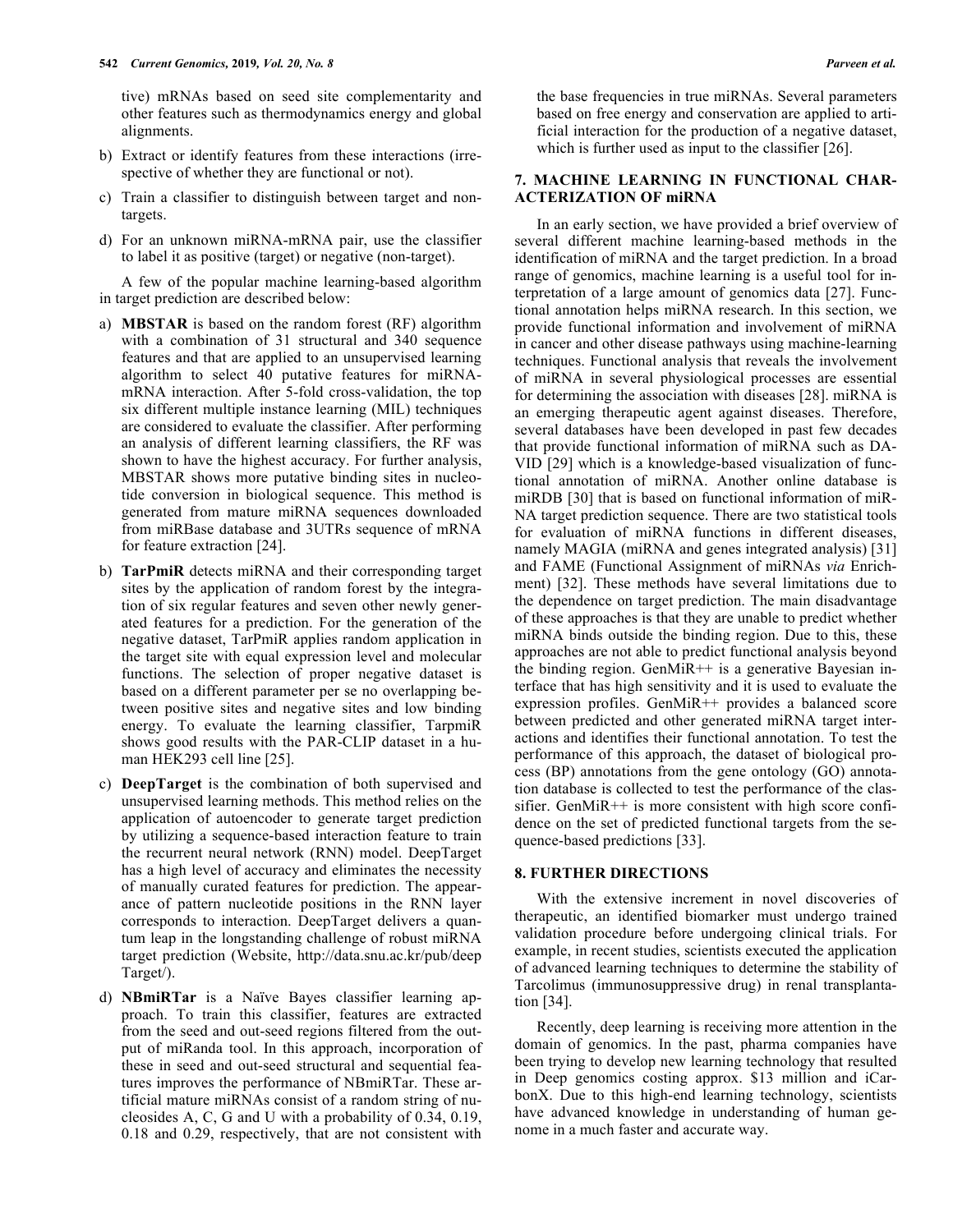tive) mRNAs based on seed site complementarity and other features such as thermodynamics energy and global alignments.

b) Extract or identify features from these interactions (irrespective of whether they are functional or not).

c) Train a classifier to distinguish between target and non-targets.

d) For an unknown miRNA-mRNA pair, use the classifier to label it as positive (target) or negative (non-target).

A few of the popular machine learning-based algorithm in target prediction are described below:

a) **MBSTAR** is based on the random forest (RF) algorithm with a combination of 31 structural and 340 sequence features and that are applied to an unsupervised learning algorithm to select 40 putative features for miRNA-mRNA interaction. After 5-fold cross-validation, the top six different multiple instance learning (MIL) techniques are considered to evaluate the classifier. After performing an analysis of different learning classifiers, the RF was shown to have the highest accuracy. For further analysis, MBSTAR shows more putative binding sites in nucleotide conversion in biological sequence. This method is generated from mature miRNA sequences downloaded from miRBase database and 3UTRs sequence of mRNA for feature extraction [24].

b) **TarPmiR** detects miRNA and their corresponding target sites by the application of random forest by the integration of six regular features and seven other newly generated features for a prediction. For the generation of the negative dataset, TarPmiR applies random application in the target site with equal expression level and molecular functions. The selection of proper negative dataset is based on a different parameter per se no overlapping between positive sites and negative sites and low binding energy. To evaluate the learning classifier, TarpmiR shows good results with the PAR-CLIP dataset in a human HEK293 cell line [25].

c) **DeepTarget** is the combination of both supervised and unsupervised learning methods. This method relies on the application of autoencoder to generate target prediction by utilizing a sequence-based interaction feature to train the recurrent neural network (RNN) model. DeepTarget has a high level of accuracy and eliminates the necessity of manually curated features for prediction. The appearance of pattern nucleotide positions in the RNN layer corresponds to interaction. DeepTarget delivers a quantum leap in the longstanding challenge of robust miRNA target prediction (Website, http://data.snu.ac.kr/pub/deepTarget/).

d) **NBmiRTar** is a Naïve Bayes classifier learning approach. To train this classifier, features are extracted from the seed and out-seed regions filtered from the output of miRanda tool. In this approach, incorporation of these in seed and out-seed structural and sequential features improves the performance of NBmiRTar. These artificial mature miRNAs consist of a random string of nucleosides A, C, G and U with a probability of 0.34, 0.19, 0.18 and 0.29, respectively, that are not consistent with the base frequencies in true miRNAs. Several parameters based on free energy and conservation are applied to artificial interaction for the production of a negative dataset, which is further used as input to the classifier [26].

## 7. MACHINE LEARNING IN FUNCTIONAL CHARACTERIZATION OF miRNA

In an early section, we have provided a brief overview of several different machine learning-based methods in the identification of miRNA and the target prediction. In a broad range of genomics, machine learning is a useful tool for interpretation of a large amount of genomics data [27]. Functional annotation helps miRNA research. In this section, we provide functional information and involvement of miRNA in cancer and other disease pathways using machine-learning techniques. Functional analysis that reveals the involvement of miRNA in several physiological processes are essential for determining the association with diseases [28]. miRNA is an emerging therapeutic agent against diseases. Therefore, several databases have been developed in past few decades that provide functional information of miRNA such as DAVID [29] which is a knowledge-based visualization of functional annotation of miRNA. Another online database is miRDB [30] that is based on functional information of miRNA target prediction sequence. There are two statistical tools for evaluation of miRNA functions in different diseases, namely MAGIA (miRNA and genes integrated analysis) [31] and FAME (Functional Assignment of miRNAs *via* Enrichment) [32]. These methods have several limitations due to the dependence on target prediction. The main disadvantage of these approaches is that they are unable to predict whether miRNA binds outside the binding region. Due to this, these approaches are not able to predict functional analysis beyond the binding region. GenMiR++ is a generative Bayesian interface that has high sensitivity and it is used to evaluate the expression profiles. GenMiR++ provides a balanced score between predicted and other generated miRNA target interactions and identifies their functional annotation. To test the performance of this approach, the dataset of biological process (BP) annotations from the gene ontology (GO) annotation database is collected to test the performance of the classifier. GenMiR++ is more consistent with high score confidence on the set of predicted functional targets from the sequence-based predictions [33].

## 8. FURTHER DIRECTIONS

With the extensive increment in novel discoveries of therapeutic, an identified biomarker must undergo trained validation procedure before undergoing clinical trials. For example, in recent studies, scientists executed the application of advanced learning techniques to determine the stability of Tarcolimus (immunosuppressive drug) in renal transplantation [34].

Recently, deep learning is receiving more attention in the domain of genomics. In the past, pharma companies have been trying to develop new learning technology that resulted in Deep genomics costing approx. $13 million and iCarbonX. Due to this high-end learning technology, scientists have advanced knowledge in understanding of human genome in a much faster and accurate way.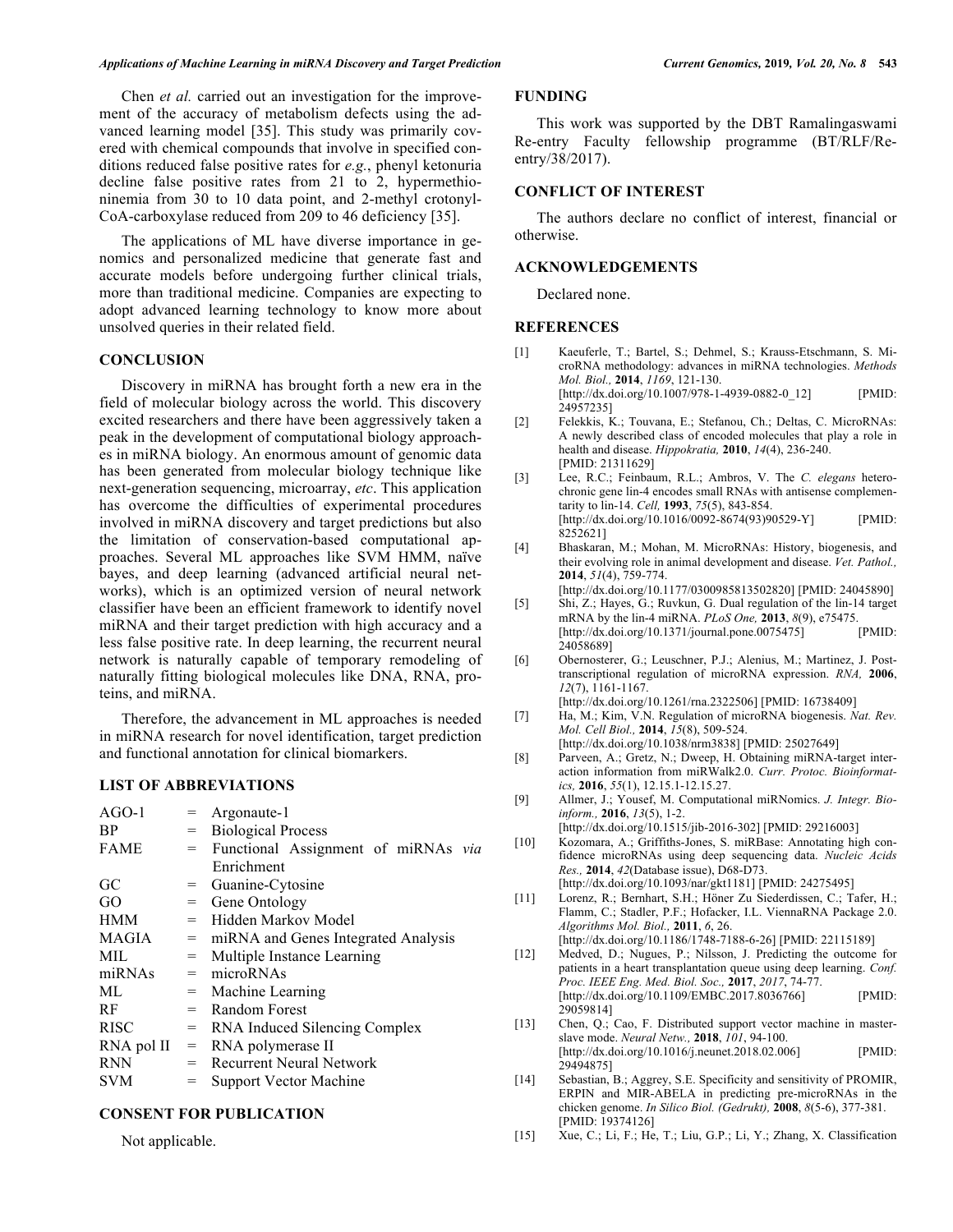Chen *et al.* carried out an investigation for the improvement of the accuracy of metabolism defects using the advanced learning model [35]. This study was primarily covered with chemical compounds that involve in specified conditions reduced false positive rates for *e.g.*, phenyl ketonuria decline false positive rates from 21 to 2, hypermethioninemia from 30 to 10 data point, and 2-methyl crotonyl-CoA-carboxylase reduced from 209 to 46 deficiency [35].

The applications of ML have diverse importance in genomics and personalized medicine that generate fast and accurate models before undergoing further clinical trials, more than traditional medicine. Companies are expecting to adopt advanced learning technology to know more about unsolved queries in their related field.

## CONCLUSION

Discovery in miRNA has brought forth a new era in the field of molecular biology across the world. This discovery excited researchers and there have been aggressively taken a peak in the development of computational biology approaches in miRNA biology. An enormous amount of genomic data has been generated from molecular biology technique like next-generation sequencing, microarray, *etc*. This application has overcome the difficulties of experimental procedures involved in miRNA discovery and target predictions but also the limitation of conservation-based computational approaches. Several ML approaches like SVM HMM, naïve bayes, and deep learning (advanced artificial neural networks), which is an optimized version of neural network classifier have been an efficient framework to identify novel miRNA and their target prediction with high accuracy and a less false positive rate. In deep learning, the recurrent neural network is naturally capable of temporary remodeling of naturally fitting biological molecules like DNA, RNA, proteins, and miRNA.

Therefore, the advancement in ML approaches is needed in miRNA research for novel identification, target prediction and functional annotation for clinical biomarkers.

## LIST OF ABBREVIATIONS

| | | |
|---|---|---|
| AGO-1 | = | Argonaute-1 |
| BP | = | Biological Process |
| FAME | = | Functional Assignment of miRNAs *via* Enrichment |
| GC | = | Guanine-Cytosine |
| GO | = | Gene Ontology |
| HMM | = | Hidden Markov Model |
| MAGIA | = | miRNA and Genes Integrated Analysis |
| MIL | = | Multiple Instance Learning |
| miRNAs | = | microRNAs |
| ML | = | Machine Learning |
| RF | = | Random Forest |
| RISC | = | RNA Induced Silencing Complex |
| RNA pol II | = | RNA polymerase II |
| RNN | = | Recurrent Neural Network |
| SVM | = | Support Vector Machine |

## CONSENT FOR PUBLICATION

Not applicable.

## FUNDING

This work was supported by the DBT Ramalingaswami Re-entry Faculty fellowship programme (BT/RLF/Re-entry/38/2017).

## CONFLICT OF INTEREST

The authors declare no conflict of interest, financial or otherwise.

## ACKNOWLEDGEMENTS

Declared none.

## REFERENCES

[1] Kaeuferle, T.; Bartel, S.; Dehmel, S.; Krauss-Etschmann, S. MicroRNA methodology: advances in miRNA technologies. *Methods Mol. Biol.,* **2014**, *1169*, 121-130. [http://dx.doi.org/10.1007/978-1-4939-0882-0_12] [PMID: 24957235]

[2] Felekkis, K.; Touvana, E.; Stefanou, Ch.; Deltas, C. MicroRNAs: A newly described class of encoded molecules that play a role in health and disease. *Hippokratia,* **2010**, *14*(4), 236-240. [PMID: 21311629]

[3] Lee, R.C.; Feinbaum, R.L.; Ambros, V. The *C. elegans* heterochronic gene lin-4 encodes small RNAs with antisense complementarity to lin-14. *Cell,* **1993**, *75*(5), 843-854. [http://dx.doi.org/10.1016/0092-8674(93)90529-Y] [PMID: 8252621]

[4] Bhaskaran, M.; Mohan, M. MicroRNAs: History, biogenesis, and their evolving role in animal development and disease. *Vet. Pathol.,* **2014**, *51*(4), 759-774. [http://dx.doi.org/10.1177/0300985813502820] [PMID: 24045890]

[5] Shi, Z.; Hayes, G.; Ruvkun, G. Dual regulation of the lin-14 target mRNA by the lin-4 miRNA. *PLoS One,* **2013**, *8*(9), e75475. [http://dx.doi.org/10.1371/journal.pone.0075475] [PMID: 24058689]

[6] Obernosterer, G.; Leuschner, P.J.; Alenius, M.; Martinez, J. Post-transcriptional regulation of microRNA expression. *RNA,* **2006**, *12*(7), 1161-1167. [http://dx.doi.org/10.1261/rna.2322506] [PMID: 16738409]

[7] Ha, M.; Kim, V.N. Regulation of microRNA biogenesis. *Nat. Rev. Mol. Cell Biol.,* **2014**, *15*(8), 509-524. [http://dx.doi.org/10.1038/nrm3838] [PMID: 25027649]

[8] Parveen, A.; Gretz, N.; Dweep, H. Obtaining miRNA-target interaction information from miRWalk2.0. *Curr. Protoc. Bioinformatics,* **2016**, *55*(1), 12.15.1-12.15.27.

[9] Allmer, J.; Yousef, M. Computational miRNomics. *J. Integr. Bioinform.,* **2016**, *13*(5), 1-2. [http://dx.doi.org/10.1515/jib-2016-302] [PMID: 29216003]

[10] Kozomara, A.; Griffiths-Jones, S. miRBase: Annotating high confidence microRNAs using deep sequencing data. *Nucleic Acids Res.,* **2014**, *42*(Database issue), D68-D73. [http://dx.doi.org/10.1093/nar/gkt1181] [PMID: 24275495]

[11] Lorenz, R.; Bernhart, S.H.; Höner Zu Siederdissen, C.; Tafer, H.; Flamm, C.; Stadler, P.F.; Hofacker, I.L. ViennaRNA Package 2.0. *Algorithms Mol. Biol.,* **2011**, *6*, 26. [http://dx.doi.org/10.1186/1748-7188-6-26] [PMID: 22115189]

[12] Medved, D.; Nugues, P.; Nilsson, J. Predicting the outcome for patients in a heart transplantation queue using deep learning. *Conf. Proc. IEEE Eng. Med. Biol. Soc.,* **2017**, *2017*, 74-77. [http://dx.doi.org/10.1109/EMBC.2017.8036766] [PMID: 29059814]

[13] Chen, Q.; Cao, F. Distributed support vector machine in master-slave mode. *Neural Netw.,* **2018**, *101*, 94-100. [http://dx.doi.org/10.1016/j.neunet.2018.02.006] [PMID: 29494875]

[14] Sebastian, B.; Aggrey, S.E. Specificity and sensitivity of PROMIR, ERPIN and MIR-ABELA in predicting pre-microRNAs in the chicken genome. *In Silico Biol. (Gedrukt),* **2008**, *8*(5-6), 377-381. [PMID: 19374126]

[15] Xue, C.; Li, F.; He, T.; Liu, G.P.; Li, Y.; Zhang, X. Classification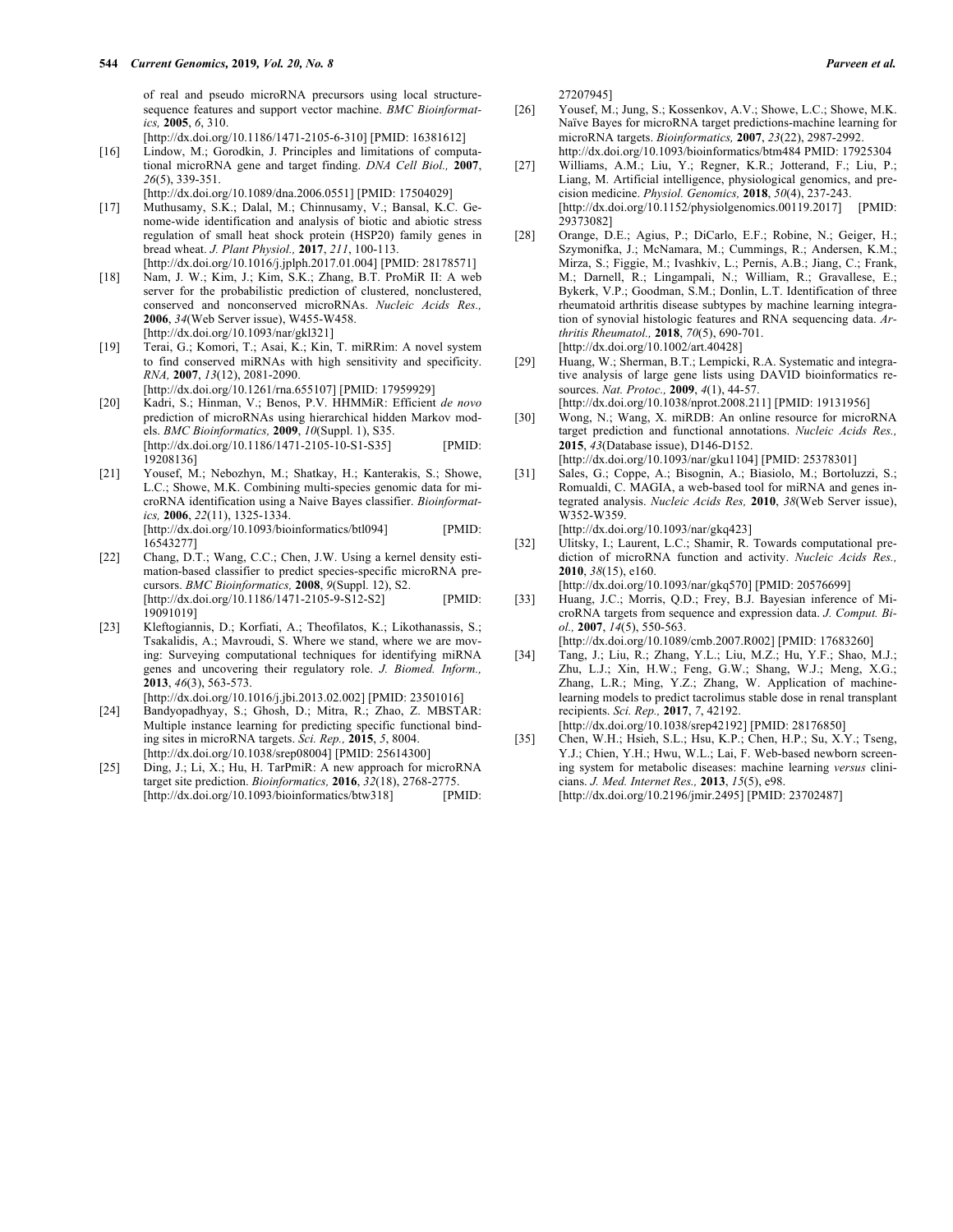of real and pseudo microRNA precursors using local structure-sequence features and support vector machine. *BMC Bioinformatics,* **2005**, *6*, 310. [http://dx.doi.org/10.1186/1471-2105-6-310] [PMID: 16381612]

[16] Lindow, M.; Gorodkin, J. Principles and limitations of computational microRNA gene and target finding. *DNA Cell Biol.,* **2007**, *26*(5), 339-351. [http://dx.doi.org/10.1089/dna.2006.0551] [PMID: 17504029]

[17] Muthusamy, S.K.; Dalal, M.; Chinnusamy, V.; Bansal, K.C. Genome-wide identification and analysis of biotic and abiotic stress regulation of small heat shock protein (HSP20) family genes in bread wheat. *J. Plant Physiol.,* **2017**, *211*, 100-113. [http://dx.doi.org/10.1016/j.jplph.2017.01.004] [PMID: 28178571]

[18] Nam, J. W.; Kim, J.; Kim, S.K.; Zhang, B.T. ProMiR II: A web server for the probabilistic prediction of clustered, nonclustered, conserved and nonconserved microRNAs. *Nucleic Acids Res.,* **2006**, *34*(Web Server issue), W455-W458. [http://dx.doi.org/10.1093/nar/gkl321]

[19] Terai, G.; Komori, T.; Asai, K.; Kin, T. miRRim: A novel system to find conserved miRNAs with high sensitivity and specificity. *RNA,* **2007**, *13*(12), 2081-2090. [http://dx.doi.org/10.1261/rna.655107] [PMID: 17959929]

[20] Kadri, S.; Hinman, V.; Benos, P.V. HHMMiR: Efficient *de novo* prediction of microRNAs using hierarchical hidden Markov models. *BMC Bioinformatics,* **2009**, *10*(Suppl. 1), S35. [http://dx.doi.org/10.1186/1471-2105-10-S1-S35] [PMID: 19208136]

[21] Yousef, M.; Nebozhyn, M.; Shatkay, H.; Kanterakis, S.; Showe, L.C.; Showe, M.K. Combining multi-species genomic data for microRNA identification using a Naive Bayes classifier. *Bioinformatics,* **2006**, *22*(11), 1325-1334. [http://dx.doi.org/10.1093/bioinformatics/btl094] [PMID: 16543277]

[22] Chang, D.T.; Wang, C.C.; Chen, J.W. Using a kernel density estimation-based classifier to predict species-specific microRNA precursors. *BMC Bioinformatics,* **2008**, *9*(Suppl. 12), S2. [http://dx.doi.org/10.1186/1471-2105-9-S12-S2] [PMID: 19091019]

[23] Kleftogiannis, D.; Korfiati, A.; Theofilatos, K.; Likothanassis, S.; Tsakalidis, A.; Mavroudi, S. Where we stand, where we are moving: Surveying computational techniques for identifying miRNA genes and uncovering their regulatory role. *J. Biomed. Inform.,* **2013**, *46*(3), 563-573. [http://dx.doi.org/10.1016/j.jbi.2013.02.002] [PMID: 23501016]

[24] Bandyopadhyay, S.; Ghosh, D.; Mitra, R.; Zhao, Z. MBSTAR: Multiple instance learning for predicting specific functional binding sites in microRNA targets. *Sci. Rep.,* **2015**, *5*, 8004. [http://dx.doi.org/10.1038/srep08004] [PMID: 25614300]

[25] Ding, J.; Li, X.; Hu, H. TarPmiR: A new approach for microRNA target site prediction. *Bioinformatics,* **2016**, *32*(18), 2768-2775. [http://dx.doi.org/10.1093/bioinformatics/btw318] [PMID: 27207945]

[26] Yousef, M.; Jung, S.; Kossenkov, A.V.; Showe, L.C.; Showe, M.K. Naïve Bayes for microRNA target predictions-machine learning for microRNA targets. *Bioinformatics,* **2007**, *23*(22), 2987-2992. http://dx.doi.org/10.1093/bioinformatics/btm484 PMID: 17925304

[27] Williams, A.M.; Liu, Y.; Regner, K.R.; Jotterand, F.; Liu, P.; Liang, M. Artificial intelligence, physiological genomics, and precision medicine. *Physiol. Genomics,* **2018**, *50*(4), 237-243. [http://dx.doi.org/10.1152/physiolgenomics.00119.2017] [PMID: 29373082]

[28] Orange, D.E.; Agius, P.; DiCarlo, E.F.; Robine, N.; Geiger, H.; Szymonifka, J.; McNamara, M.; Cummings, R.; Andersen, K.M.; Mirza, S.; Figgie, M.; Ivashkiv, L.; Pernis, A.B.; Jiang, C.; Frank, M.; Darnell, R.; Lingampali, N.; William, R.; Gravallese, E.; Bykerk, V.P.; Goodman, S.M.; Donlin, L.T. Identification of three rheumatoid arthritis disease subtypes by machine learning integration of synovial histologic features and RNA sequencing data. *Arthritis Rheumatol.,* **2018**, *70*(5), 690-701. [http://dx.doi.org/10.1002/art.40428]

[29] Huang, W.; Sherman, B.T.; Lempicki, R.A. Systematic and integrative analysis of large gene lists using DAVID bioinformatics resources. *Nat. Protoc.,* **2009**, *4*(1), 44-57. [http://dx.doi.org/10.1038/nprot.2008.211] [PMID: 19131956]

[30] Wong, N.; Wang, X. miRDB: An online resource for microRNA target prediction and functional annotations. *Nucleic Acids Res.,* **2015**, *43*(Database issue), D146-D152. [http://dx.doi.org/10.1093/nar/gku1104] [PMID: 25378301]

[31] Sales, G.; Coppe, A.; Bisognin, A.; Biasiolo, M.; Bortoluzzi, S.; Romualdi, C. MAGIA, a web-based tool for miRNA and genes integrated analysis. *Nucleic Acids Res,* **2010**, *38*(Web Server issue), W352-W359. [http://dx.doi.org/10.1093/nar/gkq423]

[32] Ulitsky, I.; Laurent, L.C.; Shamir, R. Towards computational prediction of microRNA function and activity. *Nucleic Acids Res.,* **2010**, *38*(15), e160. [http://dx.doi.org/10.1093/nar/gkq570] [PMID: 20576699]

[33] Huang, J.C.; Morris, Q.D.; Frey, B.J. Bayesian inference of MicroRNA targets from sequence and expression data. *J. Comput. Biol.,* **2007**, *14*(5), 550-563. [http://dx.doi.org/10.1089/cmb.2007.R002] [PMID: 17683260]

[34] Tang, J.; Liu, R.; Zhang, Y.L.; Liu, M.Z.; Hu, Y.F.; Shao, M.J.; Zhu, L.J.; Xin, H.W.; Feng, G.W.; Shang, W.J.; Meng, X.G.; Zhang, L.R.; Ming, Y.Z.; Zhang, W. Application of machine-learning models to predict tacrolimus stable dose in renal transplant recipients. *Sci. Rep.,* **2017**, *7*, 42192. [http://dx.doi.org/10.1038/srep42192] [PMID: 28176850]

[35] Chen, W.H.; Hsieh, S.L.; Hsu, K.P.; Chen, H.P.; Su, X.Y.; Tseng, Y.J.; Chien, Y.H.; Hwu, W.L.; Lai, F. Web-based newborn screening system for metabolic diseases: machine learning *versus* clinicians. *J. Med. Internet Res.,* **2013**, *15*(5), e98. [http://dx.doi.org/10.2196/jmir.2495] [PMID: 23702487]